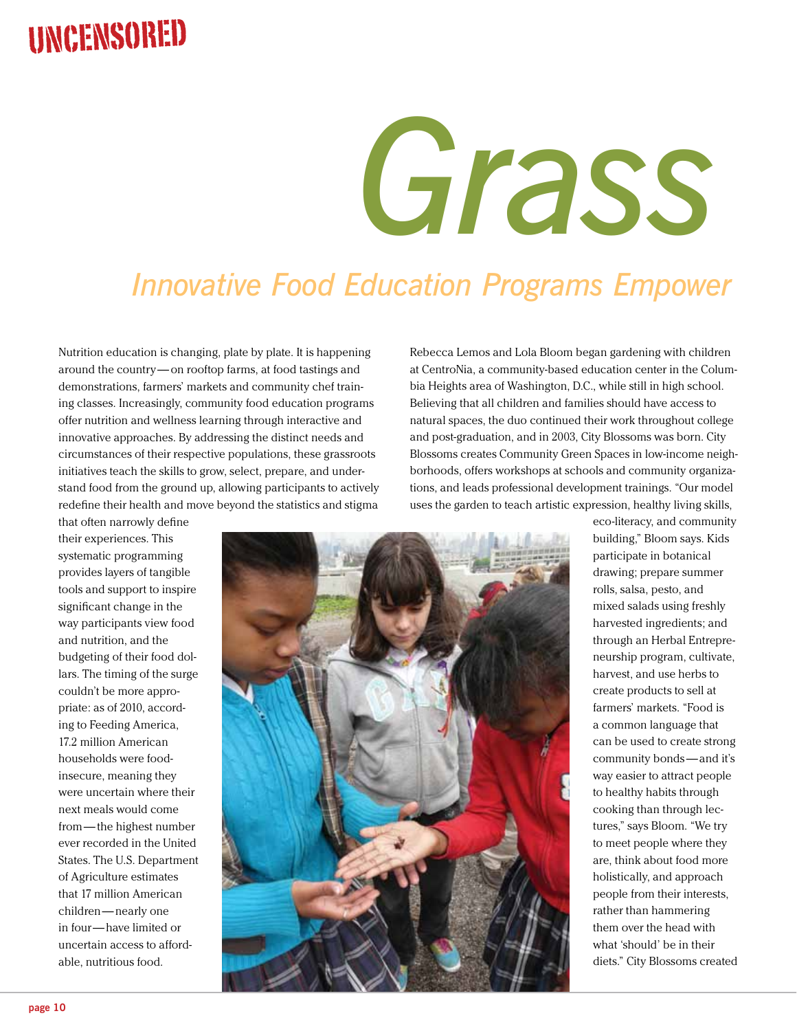UNCENSORED

# Grass

## *Innovative Food Education Programs Empower*

Nutrition education is changing, plate by plate. It is happening around the country—on rooftop farms, at food tastings and demonstrations, farmers' markets and community chef training classes. Increasingly, community food education programs offer nutrition and wellness learning through interactive and innovative approaches. By addressing the distinct needs and circumstances of their respective populations, these grassroots initiatives teach the skills to grow, select, prepare, and understand food from the ground up, allowing participants to actively redefine their health and move beyond the statistics and stigma that often narrowly define their experiences. This systematic programming provides layers of tangible tools and support to inspire significant change in the way participants view food and nutrition, and the budgeting of their food dollars. The timing of the surge couldn't be more appropriate: as of 2010, according to Feeding America, 17.2 million American households were food-insecure, meaning they were uncertain where their next meals would come from—the highest number ever recorded in the United States. The U.S. Department of Agriculture estimates that 17 million American children—nearly one in four—have limited or uncertain access to affordable, nutritious food.

Rebecca Lemos and Lola Bloom began gardening with children at CentroNia, a community-based education center in the Columbia Heights area of Washington, D.C., while still in high school. Believing that all children and families should have access to natural spaces, the duo continued their work throughout college and post-graduation, and in 2003, City Blossoms was born. City Blossoms creates Community Green Spaces in low-income neighborhoods, offers workshops at schools and community organizations, and leads professional development trainings. "Our model uses the garden to teach artistic expression, healthy living skills, eco-literacy, and community building," Bloom says. Kids participate in botanical drawing; prepare summer rolls, salsa, pesto, and mixed salads using freshly harvested ingredients; and through an Herbal Entrepreneurship program, cultivate, harvest, and use herbs to create products to sell at farmers' markets. "Food is a common language that can be used to create strong community bonds—and it's way easier to attract people to healthy habits through cooking than through lectures," says Bloom. "We try to meet people where they are, think about food more holistically, and approach people from their interests, rather than hammering them over the head with what 'should' be in their diets." City Blossoms created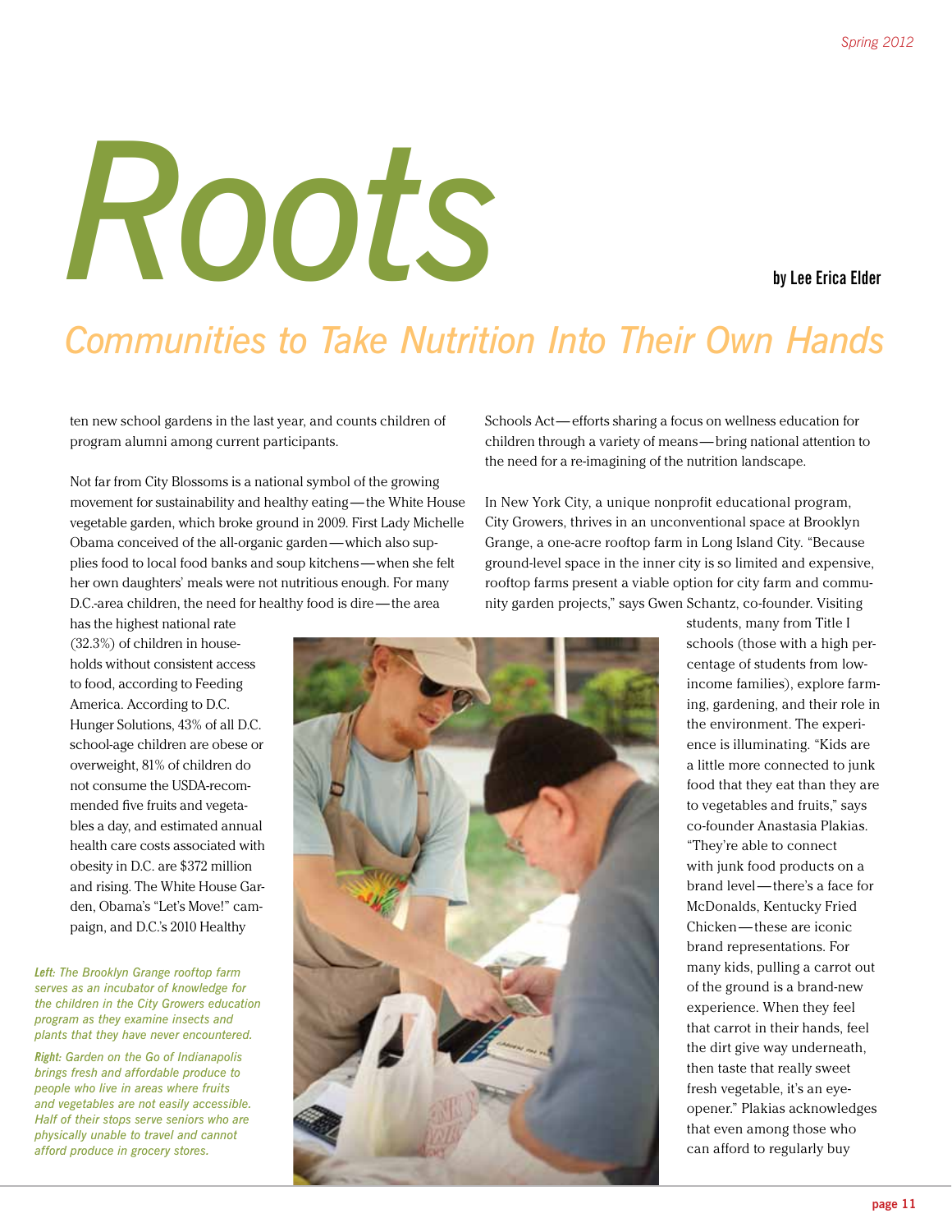# Roots

**by Lee Erica Elder**

## Communities to Take Nutrition Into Their Own Hands

ten new school gardens in the last year, and counts children of program alumni among current participants.

Not far from City Blossoms is a national symbol of the growing movement for sustainability and healthy eating—the White House vegetable garden, which broke ground in 2009. First Lady Michelle Obama conceived of the all-organic garden—which also supplies food to local food banks and soup kitchens—when she felt her own daughters' meals were not nutritious enough. For many D.C.-area children, the need for healthy food is dire—the area has the highest national rate (32.3%) of children in households without consistent access to food, according to Feeding America. According to D.C. Hunger Solutions, 43% of all D.C. school-age children are obese or overweight, 81% of children do not consume the USDA-recommended five fruits and vegetables a day, and estimated annual health care costs associated with obesity in D.C. are $372 million and rising. The White House Garden, Obama's "Let's Move!" campaign, and D.C.'s 2010 Healthy Schools Act—efforts sharing a focus on wellness education for children through a variety of means—bring national attention to the need for a re-imagining of the nutrition landscape.

*Left: The Brooklyn Grange rooftop farm serves as an incubator of knowledge for the children in the City Growers education program as they examine insects and plants that they have never encountered.*

*Right: Garden on the Go of Indianapolis brings fresh and affordable produce to people who live in areas where fruits and vegetables are not easily accessible. Half of their stops serve seniors who are physically unable to travel and cannot afford produce in grocery stores.*

In New York City, a unique nonprofit educational program, City Growers, thrives in an unconventional space at Brooklyn Grange, a one-acre rooftop farm in Long Island City. "Because ground-level space in the inner city is so limited and expensive, rooftop farms present a viable option for city farm and community garden projects," says Gwen Schantz, co-founder. Visiting students, many from Title I schools (those with a high percentage of students from low-income families), explore farming, gardening, and their role in the environment. The experience is illuminating. "Kids are a little more connected to junk food that they eat than they are to vegetables and fruits," says co-founder Anastasia Plakias. "They're able to connect with junk food products on a brand level—there's a face for McDonalds, Kentucky Fried Chicken—these are iconic brand representations. For many kids, pulling a carrot out of the ground is a brand-new experience. When they feel that carrot in their hands, feel the dirt give way underneath, then taste that really sweet fresh vegetable, it's an eye-opener." Plakias acknowledges that even among those who can afford to regularly buy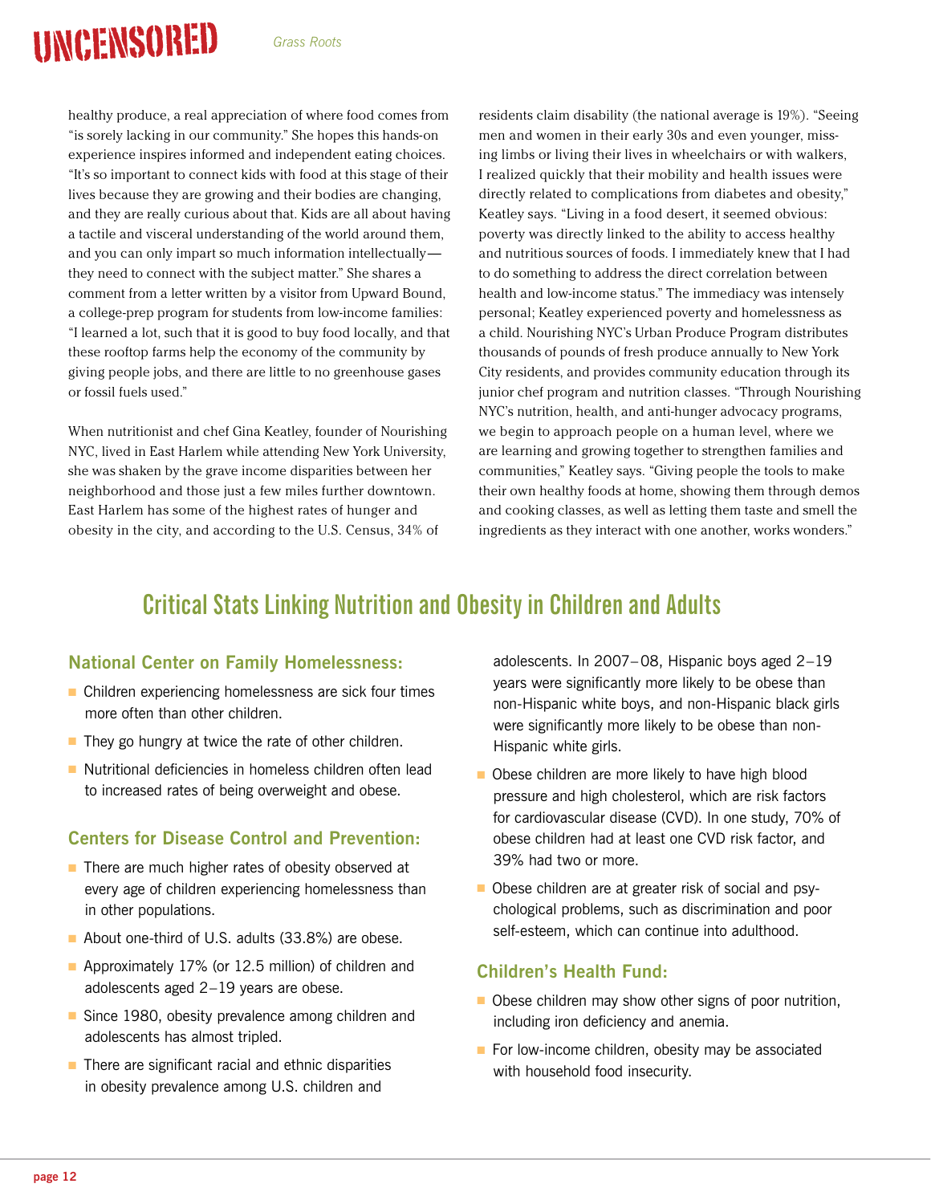healthy produce, a real appreciation of where food comes from "is sorely lacking in our community." She hopes this hands-on experience inspires informed and independent eating choices. "It's so important to connect kids with food at this stage of their lives because they are growing and their bodies are changing, and they are really curious about that. Kids are all about having a tactile and visceral understanding of the world around them, and you can only impart so much information intellectually—they need to connect with the subject matter." She shares a comment from a letter written by a visitor from Upward Bound, a college-prep program for students from low-income families: "I learned a lot, such that it is good to buy food locally, and that these rooftop farms help the economy of the community by giving people jobs, and there are little to no greenhouse gases or fossil fuels used."

When nutritionist and chef Gina Keatley, founder of Nourishing NYC, lived in East Harlem while attending New York University, she was shaken by the grave income disparities between her neighborhood and those just a few miles further downtown. East Harlem has some of the highest rates of hunger and obesity in the city, and according to the U.S. Census, 34% of residents claim disability (the national average is 19%). "Seeing men and women in their early 30s and even younger, missing limbs or living their lives in wheelchairs or with walkers, I realized quickly that their mobility and health issues were directly related to complications from diabetes and obesity," Keatley says. "Living in a food desert, it seemed obvious: poverty was directly linked to the ability to access healthy and nutritious sources of foods. I immediately knew that I had to do something to address the direct correlation between health and low-income status." The immediacy was intensely personal; Keatley experienced poverty and homelessness as a child. Nourishing NYC's Urban Produce Program distributes thousands of pounds of fresh produce annually to New York City residents, and provides community education through its junior chef program and nutrition classes. "Through Nourishing NYC's nutrition, health, and anti-hunger advocacy programs, we begin to approach people on a human level, where we are learning and growing together to strengthen families and communities," Keatley says. "Giving people the tools to make their own healthy foods at home, showing them through demos and cooking classes, as well as letting them taste and smell the ingredients as they interact with one another, works wonders."

## Critical Stats Linking Nutrition and Obesity in Children and Adults

### National Center on Family Homelessness:

- Children experiencing homelessness are sick four times more often than other children.
- They go hungry at twice the rate of other children.
- Nutritional deficiencies in homeless children often lead to increased rates of being overweight and obese.

### Centers for Disease Control and Prevention:

- There are much higher rates of obesity observed at every age of children experiencing homelessness than in other populations.
- About one-third of U.S. adults (33.8%) are obese.
- Approximately 17% (or 12.5 million) of children and adolescents aged 2–19 years are obese.
- Since 1980, obesity prevalence among children and adolescents has almost tripled.
- There are significant racial and ethnic disparities in obesity prevalence among U.S. children and adolescents. In 2007–08, Hispanic boys aged 2–19 years were significantly more likely to be obese than non-Hispanic white boys, and non-Hispanic black girls were significantly more likely to be obese than non-Hispanic white girls.
- Obese children are more likely to have high blood pressure and high cholesterol, which are risk factors for cardiovascular disease (CVD). In one study, 70% of obese children had at least one CVD risk factor, and 39% had two or more.
- Obese children are at greater risk of social and psychological problems, such as discrimination and poor self-esteem, which can continue into adulthood.

### Children's Health Fund:

- Obese children may show other signs of poor nutrition, including iron deficiency and anemia.
- For low-income children, obesity may be associated with household food insecurity.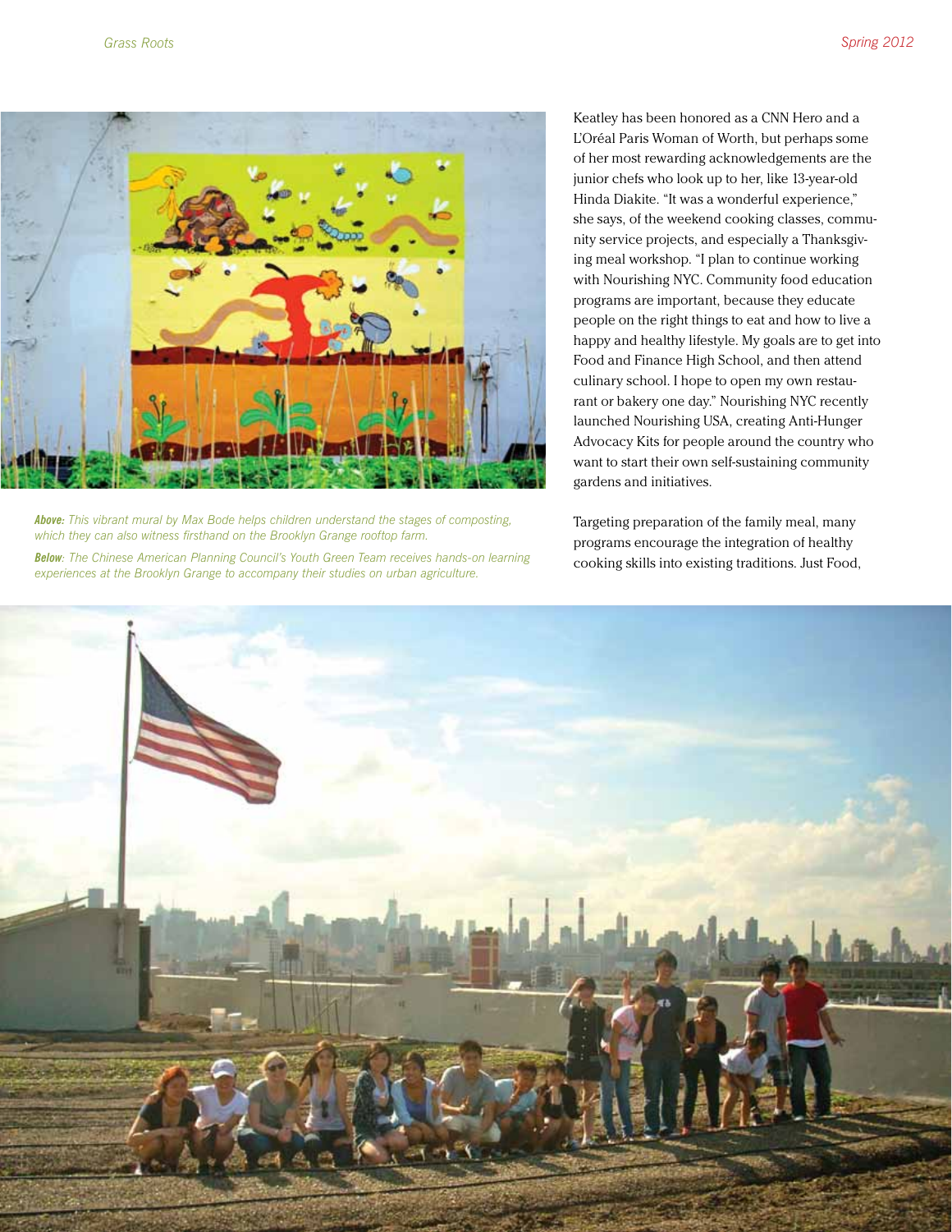*Above: This vibrant mural by Max Bode helps children understand the stages of composting, which they can also witness firsthand on the Brooklyn Grange rooftop farm.*

*Below: The Chinese American Planning Council's Youth Green Team receives hands-on learning experiences at the Brooklyn Grange to accompany their studies on urban agriculture.*

Keatley has been honored as a CNN Hero and a L'Oréal Paris Woman of Worth, but perhaps some of her most rewarding acknowledgements are the junior chefs who look up to her, like 13-year-old Hinda Diakite. "It was a wonderful experience," she says, of the weekend cooking classes, community service projects, and especially a Thanksgiving meal workshop. "I plan to continue working with Nourishing NYC. Community food education programs are important, because they educate people on the right things to eat and how to live a happy and healthy lifestyle. My goals are to get into Food and Finance High School, and then attend culinary school. I hope to open my own restaurant or bakery one day." Nourishing NYC recently launched Nourishing USA, creating Anti-Hunger Advocacy Kits for people around the country who want to start their own self-sustaining community gardens and initiatives.

Targeting preparation of the family meal, many programs encourage the integration of healthy cooking skills into existing traditions. Just Food,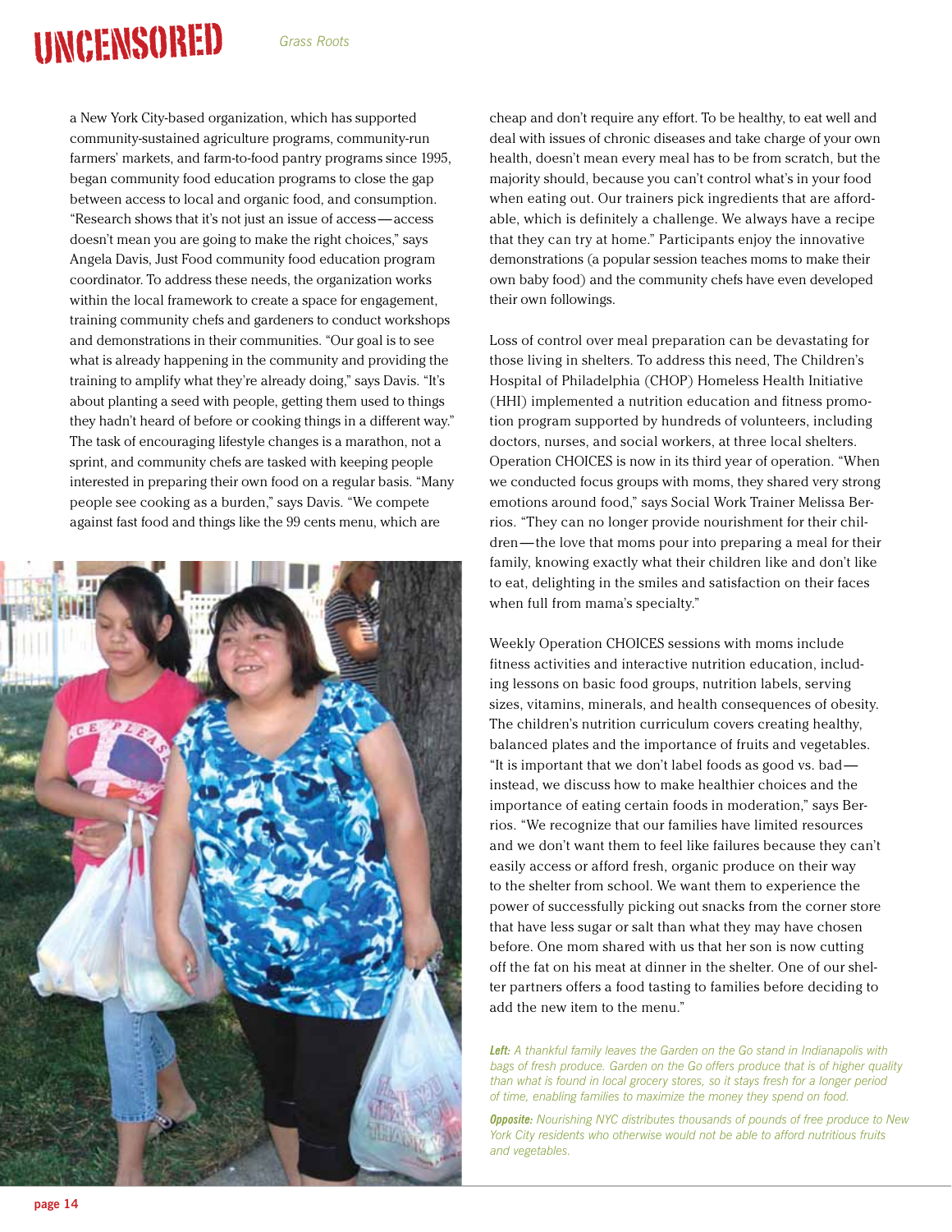a New York City-based organization, which has supported community-sustained agriculture programs, community-run farmers' markets, and farm-to-food pantry programs since 1995, began community food education programs to close the gap between access to local and organic food, and consumption. "Research shows that it's not just an issue of access—access doesn't mean you are going to make the right choices," says Angela Davis, Just Food community food education program coordinator. To address these needs, the organization works within the local framework to create a space for engagement, training community chefs and gardeners to conduct workshops and demonstrations in their communities. "Our goal is to see what is already happening in the community and providing the training to amplify what they're already doing," says Davis. "It's about planting a seed with people, getting them used to things they hadn't heard of before or cooking things in a different way." The task of encouraging lifestyle changes is a marathon, not a sprint, and community chefs are tasked with keeping people interested in preparing their own food on a regular basis. "Many people see cooking as a burden," says Davis. "We compete against fast food and things like the 99 cents menu, which are cheap and don't require any effort. To be healthy, to eat well and deal with issues of chronic diseases and take charge of your own health, doesn't mean every meal has to be from scratch, but the majority should, because you can't control what's in your food when eating out. Our trainers pick ingredients that are affordable, which is definitely a challenge. We always have a recipe that they can try at home." Participants enjoy the innovative demonstrations (a popular session teaches moms to make their own baby food) and the community chefs have even developed their own followings.

Loss of control over meal preparation can be devastating for those living in shelters. To address this need, The Children's Hospital of Philadelphia (CHOP) Homeless Health Initiative (HHI) implemented a nutrition education and fitness promotion program supported by hundreds of volunteers, including doctors, nurses, and social workers, at three local shelters. Operation CHOICES is now in its third year of operation. "When we conducted focus groups with moms, they shared very strong emotions around food," says Social Work Trainer Melissa Berrios. "They can no longer provide nourishment for their children—the love that moms pour into preparing a meal for their family, knowing exactly what their children like and don't like to eat, delighting in the smiles and satisfaction on their faces when full from mama's specialty."

Weekly Operation CHOICES sessions with moms include fitness activities and interactive nutrition education, including lessons on basic food groups, nutrition labels, serving sizes, vitamins, minerals, and health consequences of obesity. The children's nutrition curriculum covers creating healthy, balanced plates and the importance of fruits and vegetables. "It is important that we don't label foods as good vs. bad—instead, we discuss how to make healthier choices and the importance of eating certain foods in moderation," says Berrios. "We recognize that our families have limited resources and we don't want them to feel like failures because they can't easily access or afford fresh, organic produce on their way to the shelter from school. We want them to experience the power of successfully picking out snacks from the corner store that have less sugar or salt than what they may have chosen before. One mom shared with us that her son is now cutting off the fat on his meat at dinner in the shelter. One of our shelter partners offers a food tasting to families before deciding to add the new item to the menu."

***Left:*** *A thankful family leaves the Garden on the Go stand in Indianapolis with bags of fresh produce. Garden on the Go offers produce that is of higher quality than what is found in local grocery stores, so it stays fresh for a longer period of time, enabling families to maximize the money they spend on food.*

***Opposite:*** *Nourishing NYC distributes thousands of pounds of free produce to New York City residents who otherwise would not be able to afford nutritious fruits and vegetables.*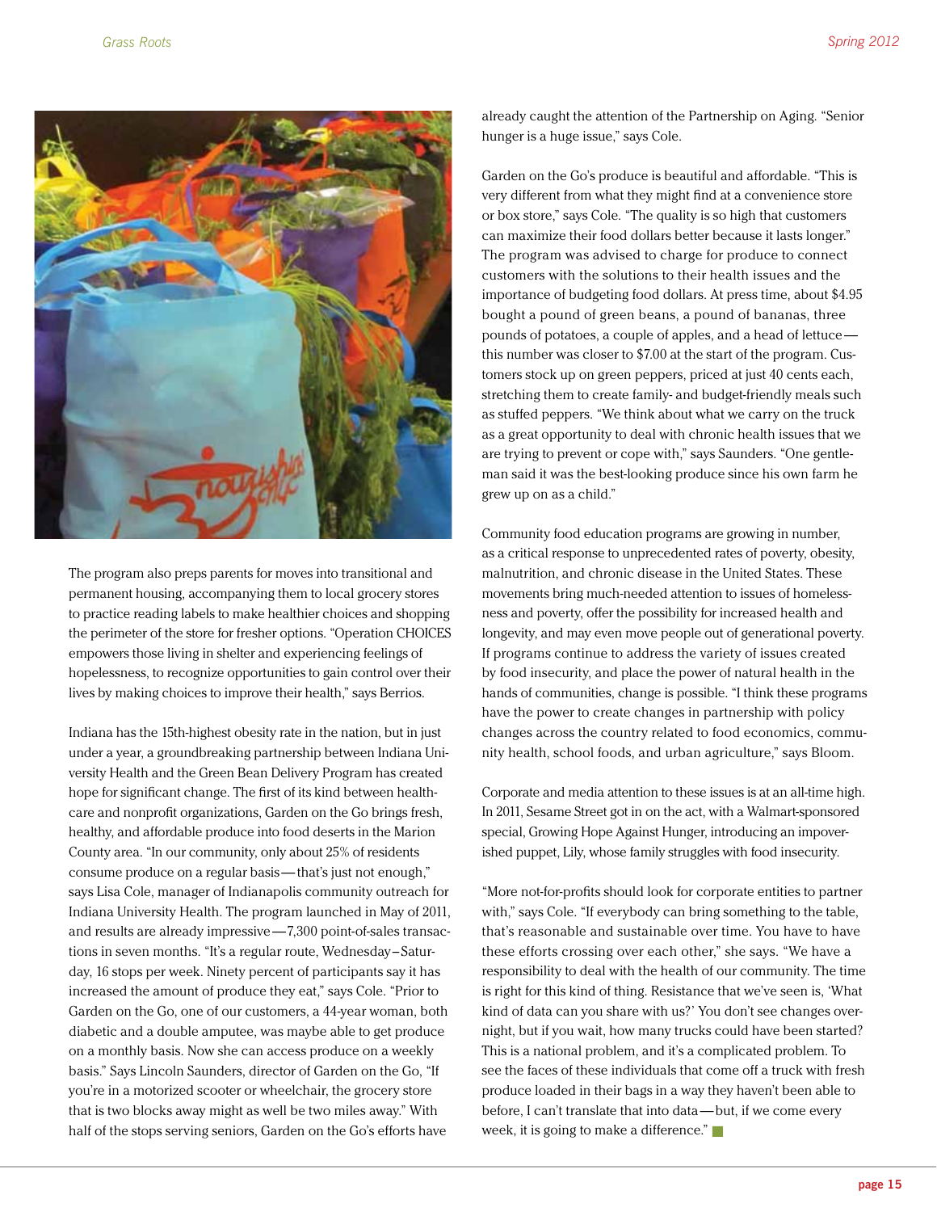The program also preps parents for moves into transitional and permanent housing, accompanying them to local grocery stores to practice reading labels to make healthier choices and shopping the perimeter of the store for fresher options. "Operation CHOICES empowers those living in shelter and experiencing feelings of hopelessness, to recognize opportunities to gain control over their lives by making choices to improve their health," says Berrios.

Indiana has the 15th-highest obesity rate in the nation, but in just under a year, a groundbreaking partnership between Indiana University Health and the Green Bean Delivery Program has created hope for significant change. The first of its kind between health-care and nonprofit organizations, Garden on the Go brings fresh, healthy, and affordable produce into food deserts in the Marion County area. "In our community, only about 25% of residents consume produce on a regular basis—that's just not enough," says Lisa Cole, manager of Indianapolis community outreach for Indiana University Health. The program launched in May of 2011, and results are already impressive—7,300 point-of-sales transactions in seven months. "It's a regular route, Wednesday–Saturday, 16 stops per week. Ninety percent of participants say it has increased the amount of produce they eat," says Cole. "Prior to Garden on the Go, one of our customers, a 44-year woman, both diabetic and a double amputee, was maybe able to get produce on a monthly basis. Now she can access produce on a weekly basis." Says Lincoln Saunders, director of Garden on the Go, "If you're in a motorized scooter or wheelchair, the grocery store that is two blocks away might as well be two miles away." With half of the stops serving seniors, Garden on the Go's efforts have already caught the attention of the Partnership on Aging. "Senior hunger is a huge issue," says Cole.

Garden on the Go's produce is beautiful and affordable. "This is very different from what they might find at a convenience store or box store," says Cole. "The quality is so high that customers can maximize their food dollars better because it lasts longer." The program was advised to charge for produce to connect customers with the solutions to their health issues and the importance of budgeting food dollars. At press time, about $4.95 bought a pound of green beans, a pound of bananas, three pounds of potatoes, a couple of apples, and a head of lettuce—this number was closer to $7.00 at the start of the program. Customers stock up on green peppers, priced at just 40 cents each, stretching them to create family- and budget-friendly meals such as stuffed peppers. "We think about what we carry on the truck as a great opportunity to deal with chronic health issues that we are trying to prevent or cope with," says Saunders. "One gentleman said it was the best-looking produce since his own farm he grew up on as a child."

Community food education programs are growing in number, as a critical response to unprecedented rates of poverty, obesity, malnutrition, and chronic disease in the United States. These movements bring much-needed attention to issues of homelessness and poverty, offer the possibility for increased health and longevity, and may even move people out of generational poverty. If programs continue to address the variety of issues created by food insecurity, and place the power of natural health in the hands of communities, change is possible. "I think these programs have the power to create changes in partnership with policy changes across the country related to food economics, community health, school foods, and urban agriculture," says Bloom.

Corporate and media attention to these issues is at an all-time high. In 2011, Sesame Street got in on the act, with a Walmart-sponsored special, Growing Hope Against Hunger, introducing an impoverished puppet, Lily, whose family struggles with food insecurity.

"More not-for-profits should look for corporate entities to partner with," says Cole. "If everybody can bring something to the table, that's reasonable and sustainable over time. You have to have these efforts crossing over each other," she says. "We have a responsibility to deal with the health of our community. The time is right for this kind of thing. Resistance that we've seen is, 'What kind of data can you share with us?' You don't see changes overnight, but if you wait, how many trucks could have been started? This is a national problem, and it's a complicated problem. To see the faces of these individuals that come off a truck with fresh produce loaded in their bags in a way they haven't been able to before, I can't translate that into data—but, if we come every week, it is going to make a difference."